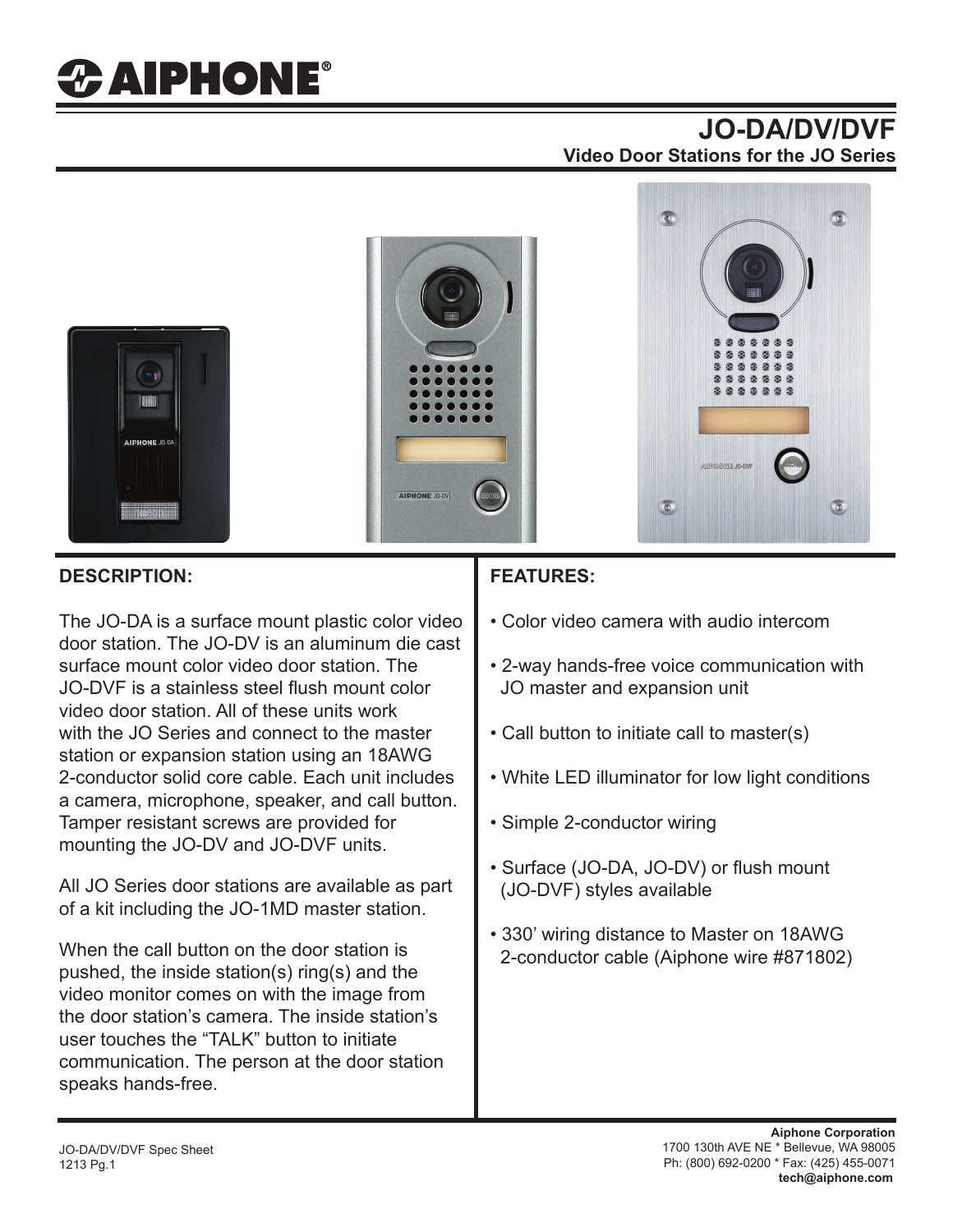# AIPHONE®

## JO-DA/DV/DVF

### Video Door Stations for the JO Series

## DESCRIPTION:

The JO-DA is a surface mount plastic color video door station. The JO-DV is an aluminum die cast surface mount color video door station. The JO-DVF is a stainless steel flush mount color video door station. All of these units work with the JO Series and connect to the master station or expansion station using an 18AWG 2-conductor solid core cable. Each unit includes a camera, microphone, speaker, and call button. Tamper resistant screws are provided for mounting the JO-DV and JO-DVF units.

All JO Series door stations are available as part of a kit including the JO-1MD master station.

When the call button on the door station is pushed, the inside station(s) ring(s) and the video monitor comes on with the image from the door station's camera. The inside station's user touches the "TALK" button to initiate communication. The person at the door station speaks hands-free.

## FEATURES:

- Color video camera with audio intercom
- 2-way hands-free voice communication with JO master and expansion unit
- Call button to initiate call to master(s)
- White LED illuminator for low light conditions
- Simple 2-conductor wiring
- Surface (JO-DA, JO-DV) or flush mount (JO-DVF) styles available
- 330' wiring distance to Master on 18AWG 2-conductor cable (Aiphone wire #871802)

JO-DA/DV/DVF Spec Sheet
1213 Pg.1

**Aiphone Corporation**
1700 130th AVE NE * Bellevue, WA 98005
Ph: (800) 692-0200 * Fax: (425) 455-0071
**tech@aiphone.com**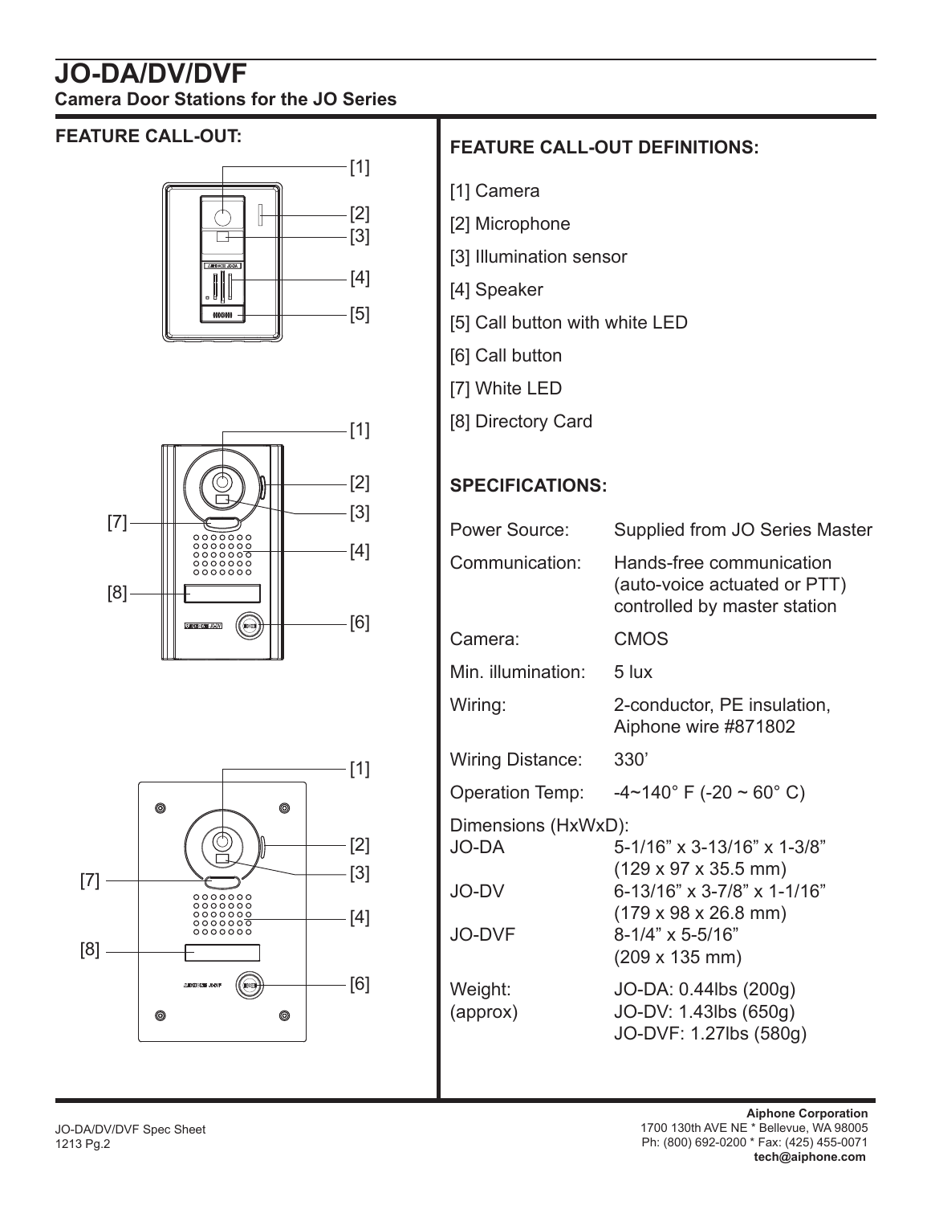# JO-DA/DV/DVF

**Camera Door Stations for the JO Series**

## FEATURE CALL-OUT:

[1]
[2]
[3]
[4]
[5]

[1]
[2]
[3]
[7]
[4]
[8]
[6]

[1]
[2]
[3]
[7]
[4]
[8]
[6]

## FEATURE CALL-OUT DEFINITIONS:

[1] Camera

[2] Microphone

[3] Illumination sensor

[4] Speaker

[5] Call button with white LED

[6] Call button

[7] White LED

[8] Directory Card

## SPECIFICATIONS:

| | |
|---|---|
| Power Source: | Supplied from JO Series Master |
| Communication: | Hands-free communication (auto-voice actuated or PTT) controlled by master station |
| Camera: | CMOS |
| Min. illumination: | 5 lux |
| Wiring: | 2-conductor, PE insulation, Aiphone wire #871802 |
| Wiring Distance: | 330’ |
| Operation Temp: | -4~140° F (-20 ~ 60° C) |
| Dimensions (HxWxD): | |
| JO-DA | 5-1/16” x 3-13/16” x 1-3/8” (129 x 97 x 35.5 mm) |
| JO-DV | 6-13/16” x 3-7/8” x 1-1/16” (179 x 98 x 26.8 mm) |
| JO-DVF | 8-1/4” x 5-5/16” (209 x 135 mm) |
| Weight: (approx) | JO-DA: 0.44lbs (200g)<br>JO-DV: 1.43lbs (650g)<br>JO-DVF: 1.27lbs (580g) |

JO-DA/DV/DVF Spec Sheet
1213 Pg.2

**Aiphone Corporation**
1700 130th AVE NE * Bellevue, WA 98005
Ph: (800) 692-0200 * Fax: (425) 455-0071
**tech@aiphone.com**